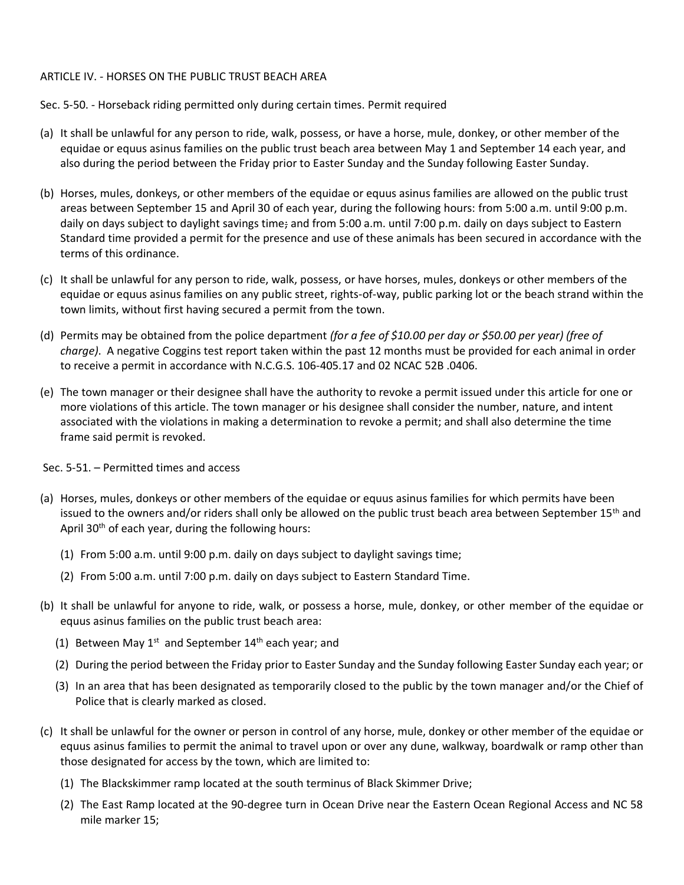ARTICLE IV. - HORSES ON THE PUBLIC TRUST BEACH AREA

Sec. 5-50. - Horseback riding permitted only during certain times. Permit required

(a) It shall be unlawful for any person to ride, walk, possess, or have a horse, mule, donkey, or other member of the equidae or equus asinus families on the public trust beach area between May 1 and September 14 each year, and also during the period between the Friday prior to Easter Sunday and the Sunday following Easter Sunday.

(b) Horses, mules, donkeys, or other members of the equidae or equus asinus families are allowed on the public trust areas between September 15 and April 30 of each year, during the following hours: from 5:00 a.m. until 9:00 p.m. daily on days subject to daylight savings time; and from 5:00 a.m. until 7:00 p.m. daily on days subject to Eastern Standard time provided a permit for the presence and use of these animals has been secured in accordance with the terms of this ordinance.

(c) It shall be unlawful for any person to ride, walk, possess, or have horses, mules, donkeys or other members of the equidae or equus asinus families on any public street, rights-of-way, public parking lot or the beach strand within the town limits, without first having secured a permit from the town.

(d) Permits may be obtained from the police department *(for a fee of $10.00 per day or $50.00 per year) (free of charge)*. A negative Coggins test report taken within the past 12 months must be provided for each animal in order to receive a permit in accordance with N.C.G.S. 106-405.17 and 02 NCAC 52B .0406.

(e) The town manager or their designee shall have the authority to revoke a permit issued under this article for one or more violations of this article. The town manager or his designee shall consider the number, nature, and intent associated with the violations in making a determination to revoke a permit; and shall also determine the time frame said permit is revoked.

Sec. 5-51. – Permitted times and access

(a) Horses, mules, donkeys or other members of the equidae or equus asinus families for which permits have been issued to the owners and/or riders shall only be allowed on the public trust beach area between September 15th and April 30th of each year, during the following hours:

   (1) From 5:00 a.m. until 9:00 p.m. daily on days subject to daylight savings time;

   (2) From 5:00 a.m. until 7:00 p.m. daily on days subject to Eastern Standard Time.

(b) It shall be unlawful for anyone to ride, walk, or possess a horse, mule, donkey, or other member of the equidae or equus asinus families on the public trust beach area:

   (1) Between May 1st and September 14th each year; and

   (2) During the period between the Friday prior to Easter Sunday and the Sunday following Easter Sunday each year; or

   (3) In an area that has been designated as temporarily closed to the public by the town manager and/or the Chief of Police that is clearly marked as closed.

(c) It shall be unlawful for the owner or person in control of any horse, mule, donkey or other member of the equidae or equus asinus families to permit the animal to travel upon or over any dune, walkway, boardwalk or ramp other than those designated for access by the town, which are limited to:

   (1) The Blackskimmer ramp located at the south terminus of Black Skimmer Drive;

   (2) The East Ramp located at the 90-degree turn in Ocean Drive near the Eastern Ocean Regional Access and NC 58 mile marker 15;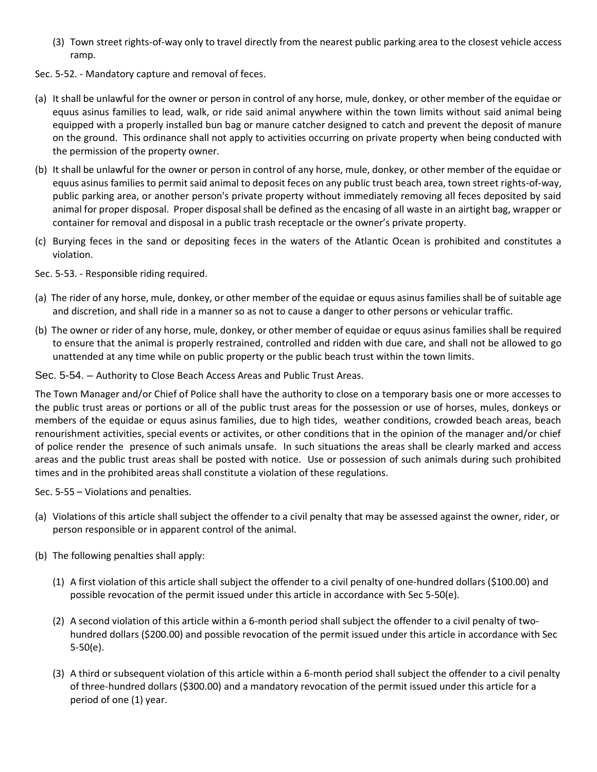(3) Town street rights-of-way only to travel directly from the nearest public parking area to the closest vehicle access ramp.

Sec. 5-52. - Mandatory capture and removal of feces.

(a) It shall be unlawful for the owner or person in control of any horse, mule, donkey, or other member of the equidae or equus asinus families to lead, walk, or ride said animal anywhere within the town limits without said animal being equipped with a properly installed bun bag or manure catcher designed to catch and prevent the deposit of manure on the ground. This ordinance shall not apply to activities occurring on private property when being conducted with the permission of the property owner.

(b) It shall be unlawful for the owner or person in control of any horse, mule, donkey, or other member of the equidae or equus asinus families to permit said animal to deposit feces on any public trust beach area, town street rights-of-way, public parking area, or another person's private property without immediately removing all feces deposited by said animal for proper disposal. Proper disposal shall be defined as the encasing of all waste in an airtight bag, wrapper or container for removal and disposal in a public trash receptacle or the owner's private property.

(c) Burying feces in the sand or depositing feces in the waters of the Atlantic Ocean is prohibited and constitutes a violation.

Sec. 5-53. - Responsible riding required.

(a) The rider of any horse, mule, donkey, or other member of the equidae or equus asinus families shall be of suitable age and discretion, and shall ride in a manner so as not to cause a danger to other persons or vehicular traffic.

(b) The owner or rider of any horse, mule, donkey, or other member of equidae or equus asinus families shall be required to ensure that the animal is properly restrained, controlled and ridden with due care, and shall not be allowed to go unattended at any time while on public property or the public beach trust within the town limits.

Sec. 5-54. – Authority to Close Beach Access Areas and Public Trust Areas.

The Town Manager and/or Chief of Police shall have the authority to close on a temporary basis one or more accesses to the public trust areas or portions or all of the public trust areas for the possession or use of horses, mules, donkeys or members of the equidae or equus asinus families, due to high tides, weather conditions, crowded beach areas, beach renourishment activities, special events or activites, or other conditions that in the opinion of the manager and/or chief of police render the presence of such animals unsafe. In such situations the areas shall be clearly marked and access areas and the public trust areas shall be posted with notice. Use or possession of such animals during such prohibited times and in the prohibited areas shall constitute a violation of these regulations.

Sec. 5-55 – Violations and penalties.

(a) Violations of this article shall subject the offender to a civil penalty that may be assessed against the owner, rider, or person responsible or in apparent control of the animal.

(b) The following penalties shall apply:

(1) A first violation of this article shall subject the offender to a civil penalty of one-hundred dollars ($100.00) and possible revocation of the permit issued under this article in accordance with Sec 5-50(e).

(2) A second violation of this article within a 6-month period shall subject the offender to a civil penalty of two-hundred dollars ($200.00) and possible revocation of the permit issued under this article in accordance with Sec 5-50(e).

(3) A third or subsequent violation of this article within a 6-month period shall subject the offender to a civil penalty of three-hundred dollars ($300.00) and a mandatory revocation of the permit issued under this article for a period of one (1) year.